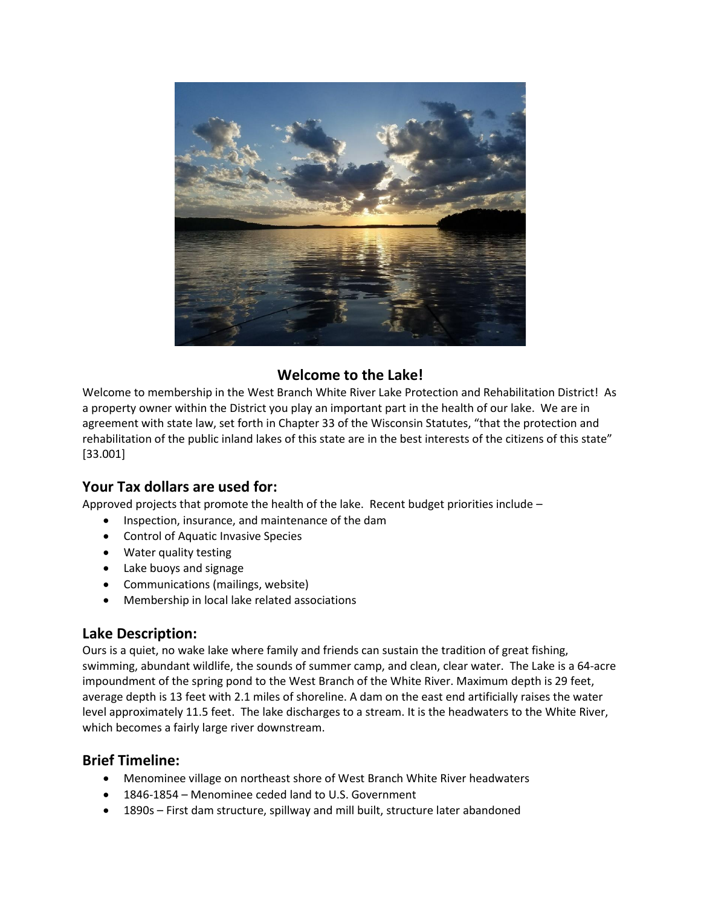## Welcome to the Lake!

Welcome to membership in the West Branch White River Lake Protection and Rehabilitation District! As a property owner within the District you play an important part in the health of our lake. We are in agreement with state law, set forth in Chapter 33 of the Wisconsin Statutes, "that the protection and rehabilitation of the public inland lakes of this state are in the best interests of the citizens of this state" [33.001]

## Your Tax dollars are used for:

Approved projects that promote the health of the lake. Recent budget priorities include –

- Inspection, insurance, and maintenance of the dam
- Control of Aquatic Invasive Species
- Water quality testing
- Lake buoys and signage
- Communications (mailings, website)
- Membership in local lake related associations

## Lake Description:

Ours is a quiet, no wake lake where family and friends can sustain the tradition of great fishing, swimming, abundant wildlife, the sounds of summer camp, and clean, clear water. The Lake is a 64-acre impoundment of the spring pond to the West Branch of the White River. Maximum depth is 29 feet, average depth is 13 feet with 2.1 miles of shoreline. A dam on the east end artificially raises the water level approximately 11.5 feet. The lake discharges to a stream. It is the headwaters to the White River, which becomes a fairly large river downstream.

## Brief Timeline:

- Menominee village on northeast shore of West Branch White River headwaters
- 1846-1854 – Menominee ceded land to U.S. Government
- 1890s – First dam structure, spillway and mill built, structure later abandoned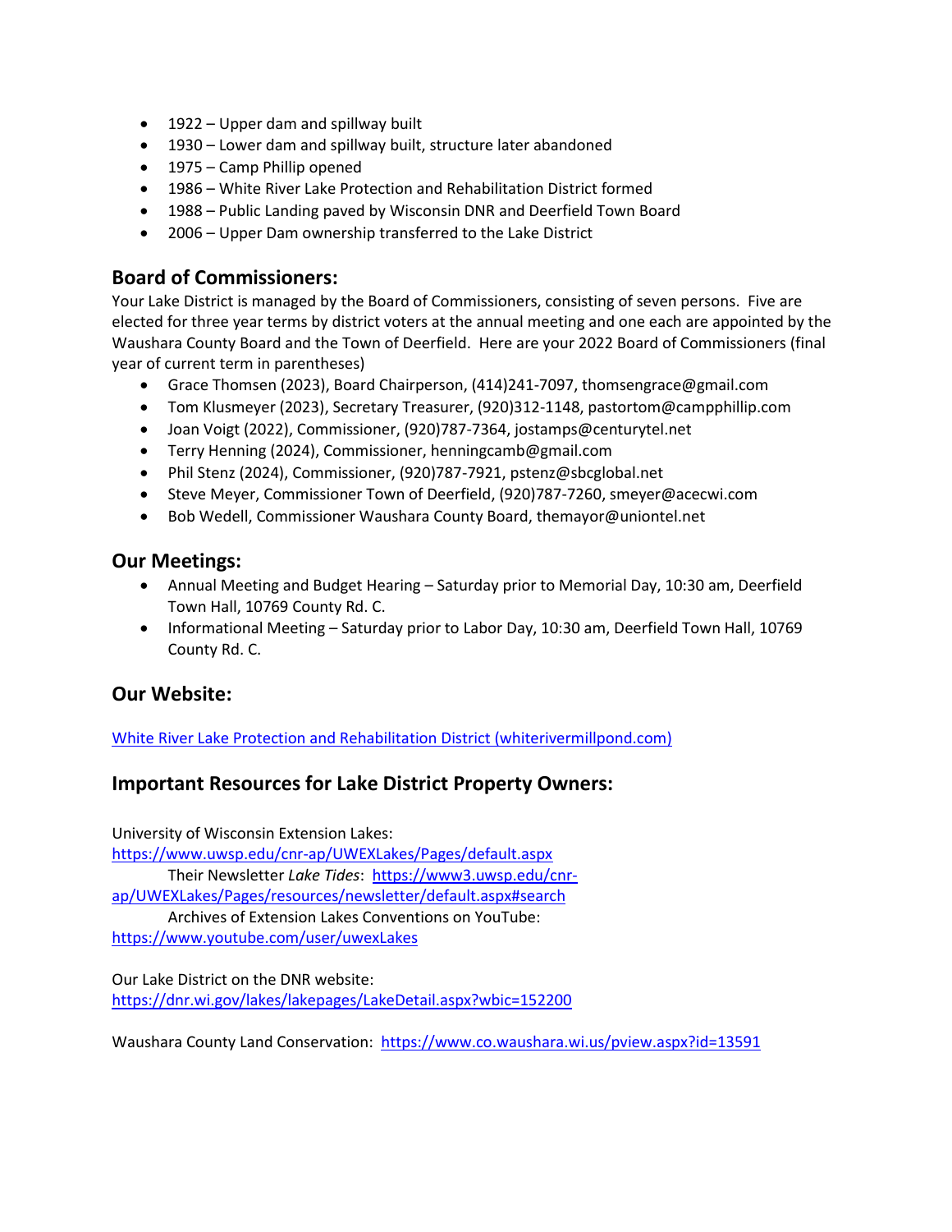- 1922 – Upper dam and spillway built
- 1930 – Lower dam and spillway built, structure later abandoned
- 1975 – Camp Phillip opened
- 1986 – White River Lake Protection and Rehabilitation District formed
- 1988 – Public Landing paved by Wisconsin DNR and Deerfield Town Board
- 2006 – Upper Dam ownership transferred to the Lake District

## Board of Commissioners:

Your Lake District is managed by the Board of Commissioners, consisting of seven persons. Five are elected for three year terms by district voters at the annual meeting and one each are appointed by the Waushara County Board and the Town of Deerfield. Here are your 2022 Board of Commissioners (final year of current term in parentheses)

- Grace Thomsen (2023), Board Chairperson, (414)241-7097, thomsengrace@gmail.com
- Tom Klusmeyer (2023), Secretary Treasurer, (920)312-1148, pastortom@campphillip.com
- Joan Voigt (2022), Commissioner, (920)787-7364, jostamps@centurytel.net
- Terry Henning (2024), Commissioner, henningcamb@gmail.com
- Phil Stenz (2024), Commissioner, (920)787-7921, pstenz@sbcglobal.net
- Steve Meyer, Commissioner Town of Deerfield, (920)787-7260, smeyer@acecwi.com
- Bob Wedell, Commissioner Waushara County Board, themayor@uniontel.net

## Our Meetings:

- Annual Meeting and Budget Hearing – Saturday prior to Memorial Day, 10:30 am, Deerfield Town Hall, 10769 County Rd. C.
- Informational Meeting – Saturday prior to Labor Day, 10:30 am, Deerfield Town Hall, 10769 County Rd. C.

## Our Website:

[White River Lake Protection and Rehabilitation District (whiterivermillpond.com)](whiterivermillpond.com)

## Important Resources for Lake District Property Owners:

University of Wisconsin Extension Lakes:
https://www.uwsp.edu/cnr-ap/UWEXLakes/Pages/default.aspx

Their Newsletter *Lake Tides*: https://www3.uwsp.edu/cnr-ap/UWEXLakes/Pages/resources/newsletter/default.aspx#search

Archives of Extension Lakes Conventions on YouTube:
https://www.youtube.com/user/uwexLakes

Our Lake District on the DNR website:
https://dnr.wi.gov/lakes/lakepages/LakeDetail.aspx?wbic=152200

Waushara County Land Conservation: https://www.co.waushara.wi.us/pview.aspx?id=13591